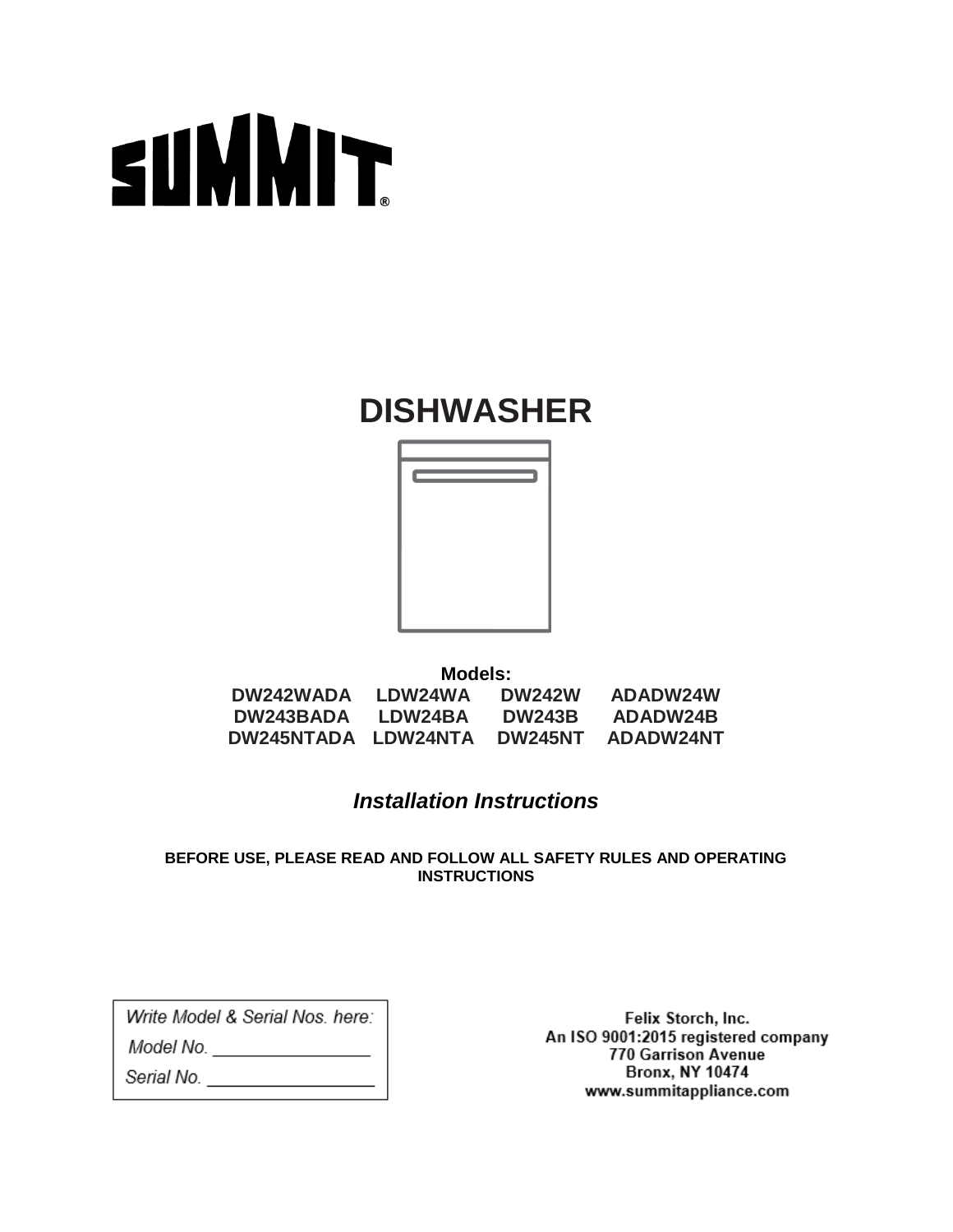SUMMIT®

# DISHWASHER

**Models:**

| | | | |
|---|---|---|---|
| **DW242WADA** | **LDW24WA** | **DW242W** | **ADADW24W** |
| **DW243BADA** | **LDW24BA** | **DW243B** | **ADADW24B** |
| **DW245NTADA** | **LDW24NTA** | **DW245NT** | **ADADW24NT** |

## *Installation Instructions*

**BEFORE USE, PLEASE READ AND FOLLOW ALL SAFETY RULES AND OPERATING INSTRUCTIONS**

*Write Model & Serial Nos. here:*

*Model No.* ________________

*Serial No.* ________________

Felix Storch, Inc.
An ISO 9001:2015 registered company
770 Garrison Avenue
Bronx, NY 10474
www.summitappliance.com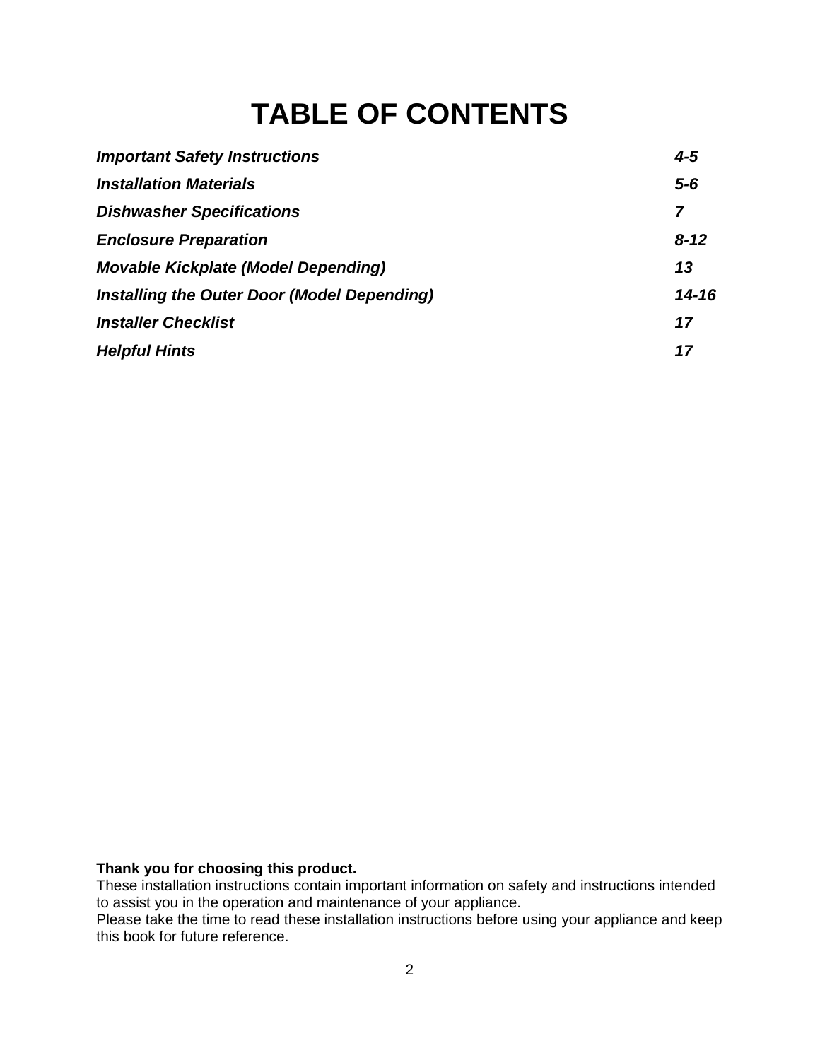# TABLE OF CONTENTS

| | |
|---|---|
| ***Important Safety Instructions*** | ***4-5*** |
| ***Installation Materials*** | ***5-6*** |
| ***Dishwasher Specifications*** | ***7*** |
| ***Enclosure Preparation*** | ***8-12*** |
| ***Movable Kickplate (Model Depending)*** | ***13*** |
| ***Installing the Outer Door (Model Depending)*** | ***14-16*** |
| ***Installer Checklist*** | ***17*** |
| ***Helpful Hints*** | ***17*** |

**Thank you for choosing this product.**
These installation instructions contain important information on safety and instructions intended to assist you in the operation and maintenance of your appliance.
Please take the time to read these installation instructions before using your appliance and keep this book for future reference.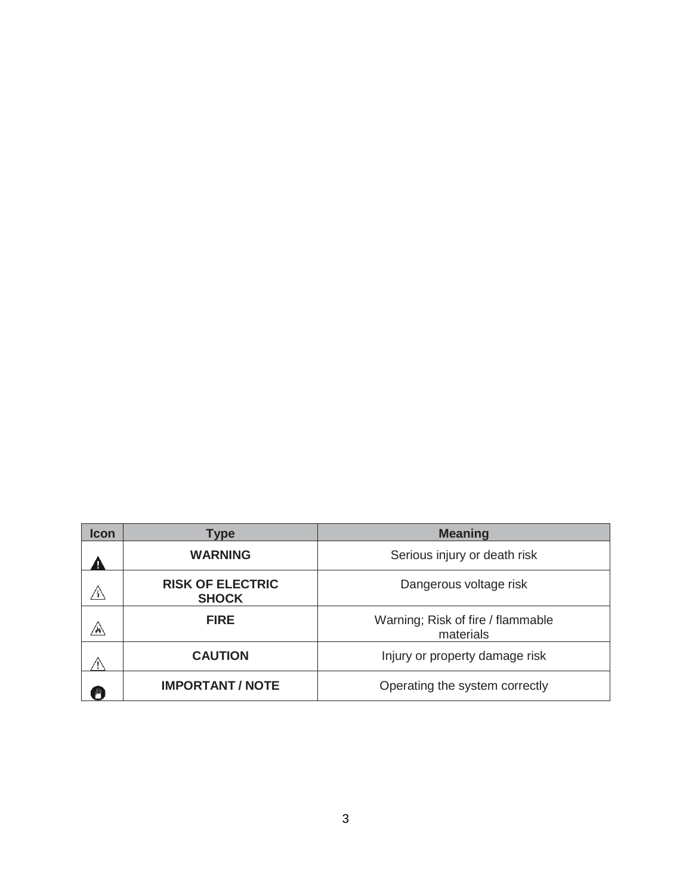| Icon | Type | Meaning |
| --- | --- | --- |
| | **WARNING** | Serious injury or death risk |
| | **RISK OF ELECTRIC SHOCK** | Dangerous voltage risk |
| | **FIRE** | Warning; Risk of fire / flammable materials |
| | **CAUTION** | Injury or property damage risk |
| | **IMPORTANT / NOTE** | Operating the system correctly |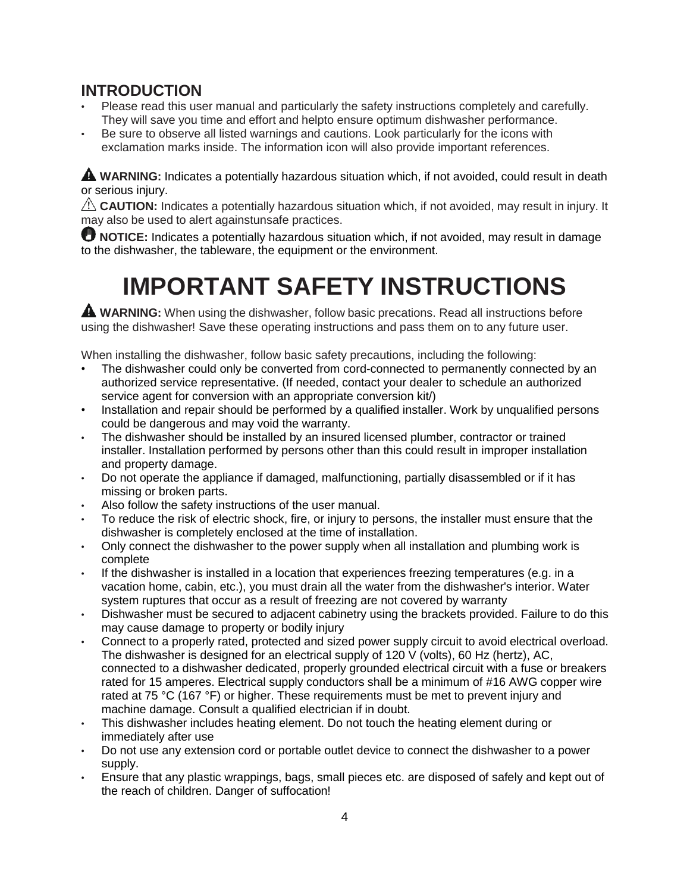## INTRODUCTION

- Please read this user manual and particularly the safety instructions completely and carefully. They will save you time and effort and helpto ensure optimum dishwasher performance.
- Be sure to observe all listed warnings and cautions. Look particularly for the icons with exclamation marks inside. The information icon will also provide important references.

**WARNING:** Indicates a potentially hazardous situation which, if not avoided, could result in death or serious injury.

**CAUTION:** Indicates a potentially hazardous situation which, if not avoided, may result in injury. It may also be used to alert againstunsafe practices.

**NOTICE:** Indicates a potentially hazardous situation which, if not avoided, may result in damage to the dishwasher, the tableware, the equipment or the environment.

# IMPORTANT SAFETY INSTRUCTIONS

**WARNING:** When using the dishwasher, follow basic precations. Read all instructions before using the dishwasher! Save these operating instructions and pass them on to any future user.

When installing the dishwasher, follow basic safety precautions, including the following:

- The dishwasher could only be converted from cord-connected to permanently connected by an authorized service representative. (If needed, contact your dealer to schedule an authorized service agent for conversion with an appropriate conversion kit/)
- Installation and repair should be performed by a qualified installer. Work by unqualified persons could be dangerous and may void the warranty.
- The dishwasher should be installed by an insured licensed plumber, contractor or trained installer. Installation performed by persons other than this could result in improper installation and property damage.
- Do not operate the appliance if damaged, malfunctioning, partially disassembled or if it has missing or broken parts.
- Also follow the safety instructions of the user manual.
- To reduce the risk of electric shock, fire, or injury to persons, the installer must ensure that the dishwasher is completely enclosed at the time of installation.
- Only connect the dishwasher to the power supply when all installation and plumbing work is complete
- If the dishwasher is installed in a location that experiences freezing temperatures (e.g. in a vacation home, cabin, etc.), you must drain all the water from the dishwasher's interior. Water system ruptures that occur as a result of freezing are not covered by warranty
- Dishwasher must be secured to adjacent cabinetry using the brackets provided. Failure to do this may cause damage to property or bodily injury
- Connect to a properly rated, protected and sized power supply circuit to avoid electrical overload. The dishwasher is designed for an electrical supply of 120 V (volts), 60 Hz (hertz), AC, connected to a dishwasher dedicated, properly grounded electrical circuit with a fuse or breakers rated for 15 amperes. Electrical supply conductors shall be a minimum of #16 AWG copper wire rated at 75 °C (167 °F) or higher. These requirements must be met to prevent injury and machine damage. Consult a qualified electrician if in doubt.
- This dishwasher includes heating element. Do not touch the heating element during or immediately after use
- Do not use any extension cord or portable outlet device to connect the dishwasher to a power supply.
- Ensure that any plastic wrappings, bags, small pieces etc. are disposed of safely and kept out of the reach of children. Danger of suffocation!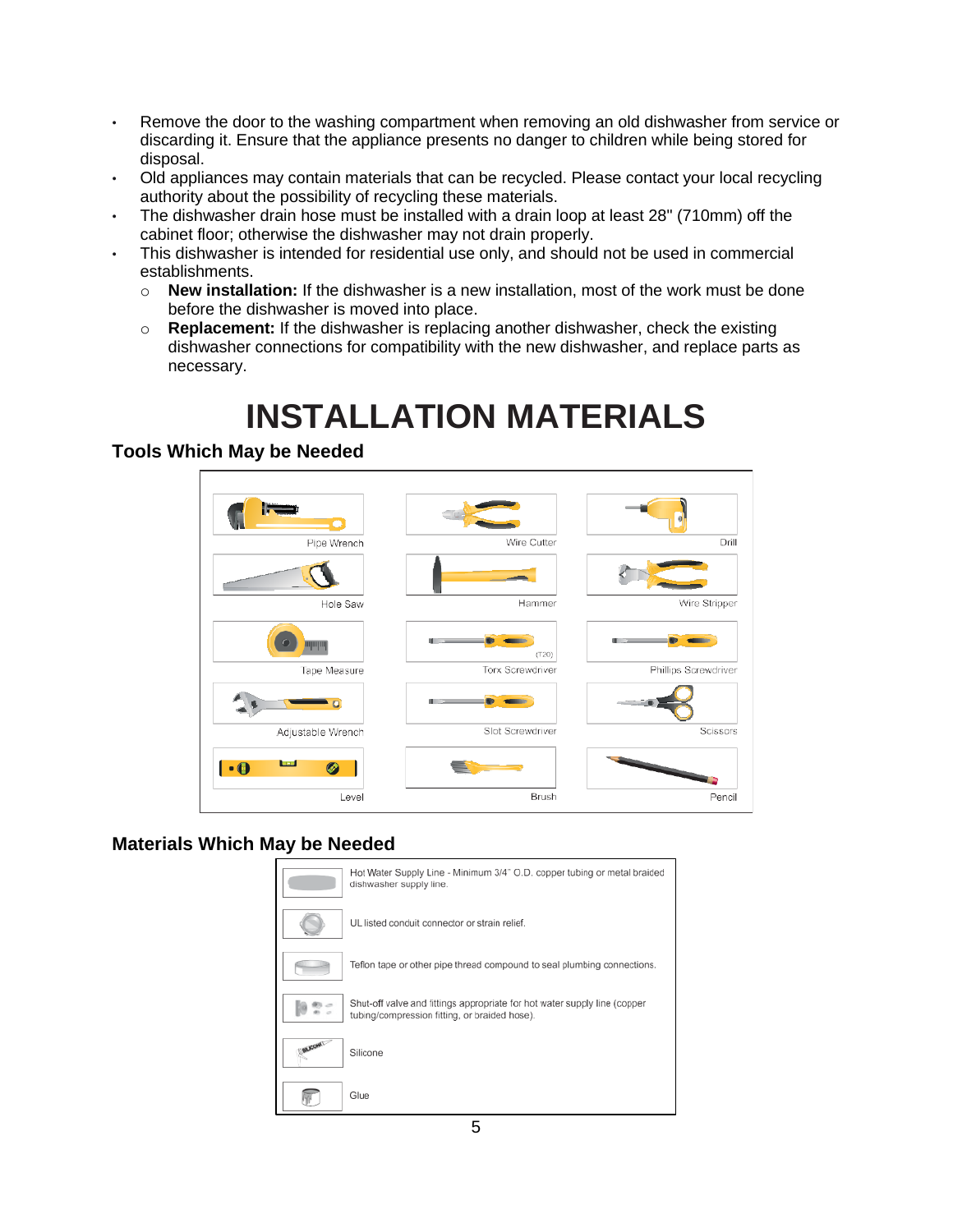- Remove the door to the washing compartment when removing an old dishwasher from service or discarding it. Ensure that the appliance presents no danger to children while being stored for disposal.
- Old appliances may contain materials that can be recycled. Please contact your local recycling authority about the possibility of recycling these materials.
- The dishwasher drain hose must be installed with a drain loop at least 28" (710mm) off the cabinet floor; otherwise the dishwasher may not drain properly.
- This dishwasher is intended for residential use only, and should not be used in commercial establishments.
  - **New installation:** If the dishwasher is a new installation, most of the work must be done before the dishwasher is moved into place.
  - **Replacement:** If the dishwasher is replacing another dishwasher, check the existing dishwasher connections for compatibility with the new dishwasher, and replace parts as necessary.

# INSTALLATION MATERIALS

## Tools Which May be Needed

| | | |
|---|---|---|
| Pipe Wrench | Wire Cutter | Drill |
| Hole Saw | Hammer | Wire Stripper |
| Tape Measure | Torx Screwdriver (T20) | Phillips Screwdriver |
| Adjustable Wrench | Slot Screwdriver | Scissors |
| Level | Brush | Pencil |

## Materials Which May be Needed

- Hot Water Supply Line - Minimum 3/4" O.D. copper tubing or metal braided dishwasher supply line.
- UL listed conduit connector or strain relief.
- Teflon tape or other pipe thread compound to seal plumbing connections.
- Shut-off valve and fittings appropriate for hot water supply line (copper tubing/compression fitting, or braided hose).
- Silicone
- Glue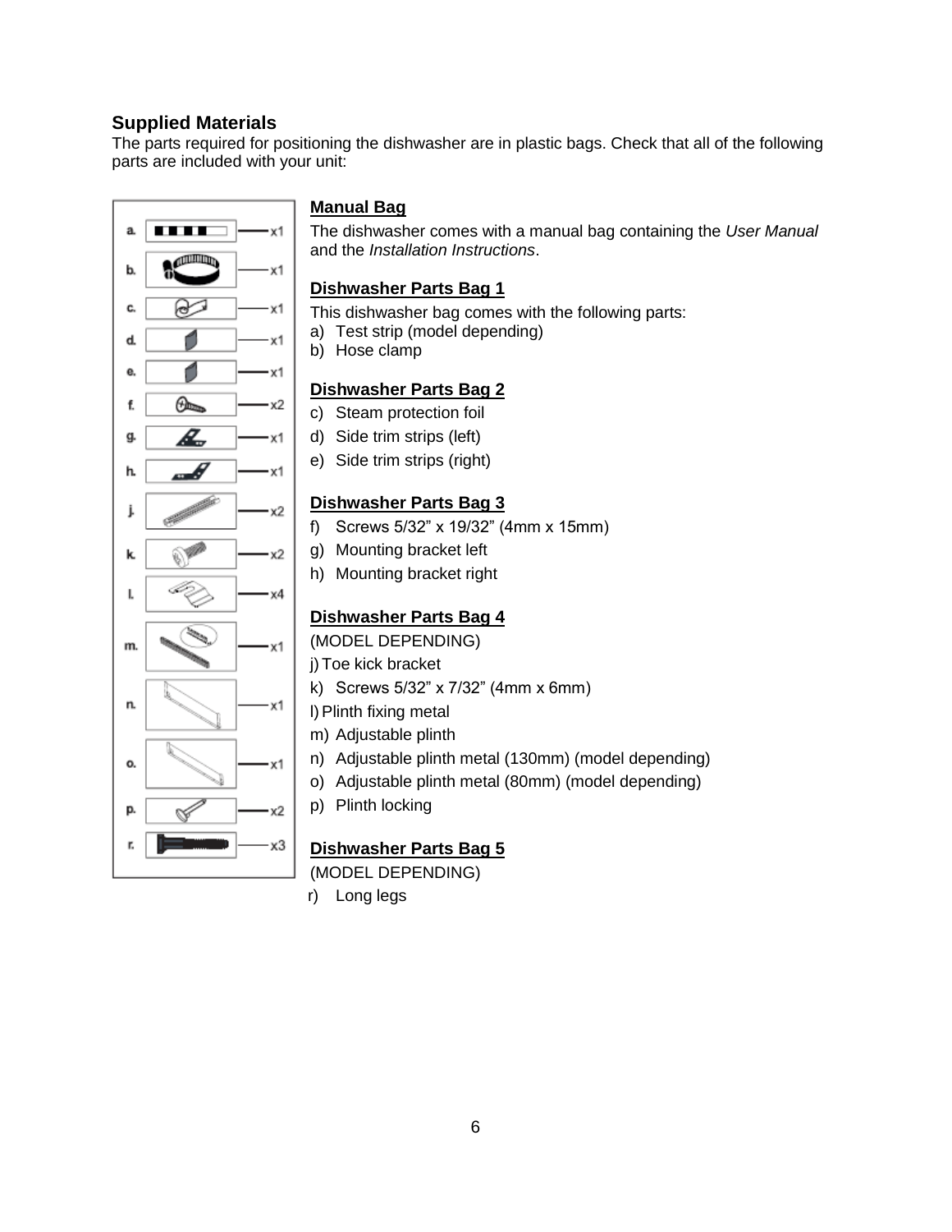## Supplied Materials

The parts required for positioning the dishwasher are in plastic bags. Check that all of the following parts are included with your unit:

| Part | Quantity |
|---|---|
| a. | x1 |
| b. | x1 |
| c. | x1 |
| d. | x1 |
| e. | x1 |
| f. | x2 |
| g. | x1 |
| h. | x1 |
| j. | x2 |
| k. | x2 |
| l. | x4 |
| m. | x1 |
| n. | x1 |
| o. | x1 |
| p. | x2 |
| r. | x3 |

**Manual Bag**

The dishwasher comes with a manual bag containing the *User Manual* and the *Installation Instructions*.

**Dishwasher Parts Bag 1**

This dishwasher bag comes with the following parts:

a) Test strip (model depending)
b) Hose clamp

**Dishwasher Parts Bag 2**

c) Steam protection foil
d) Side trim strips (left)
e) Side trim strips (right)

**Dishwasher Parts Bag 3**

f) Screws 5/32" x 19/32" (4mm x 15mm)
g) Mounting bracket left
h) Mounting bracket right

**Dishwasher Parts Bag 4**

(MODEL DEPENDING)

j) Toe kick bracket
k) Screws 5/32" x 7/32" (4mm x 6mm)
l) Plinth fixing metal
m) Adjustable plinth
n) Adjustable plinth metal (130mm) (model depending)
o) Adjustable plinth metal (80mm) (model depending)
p) Plinth locking

**Dishwasher Parts Bag 5**

(MODEL DEPENDING)

r) Long legs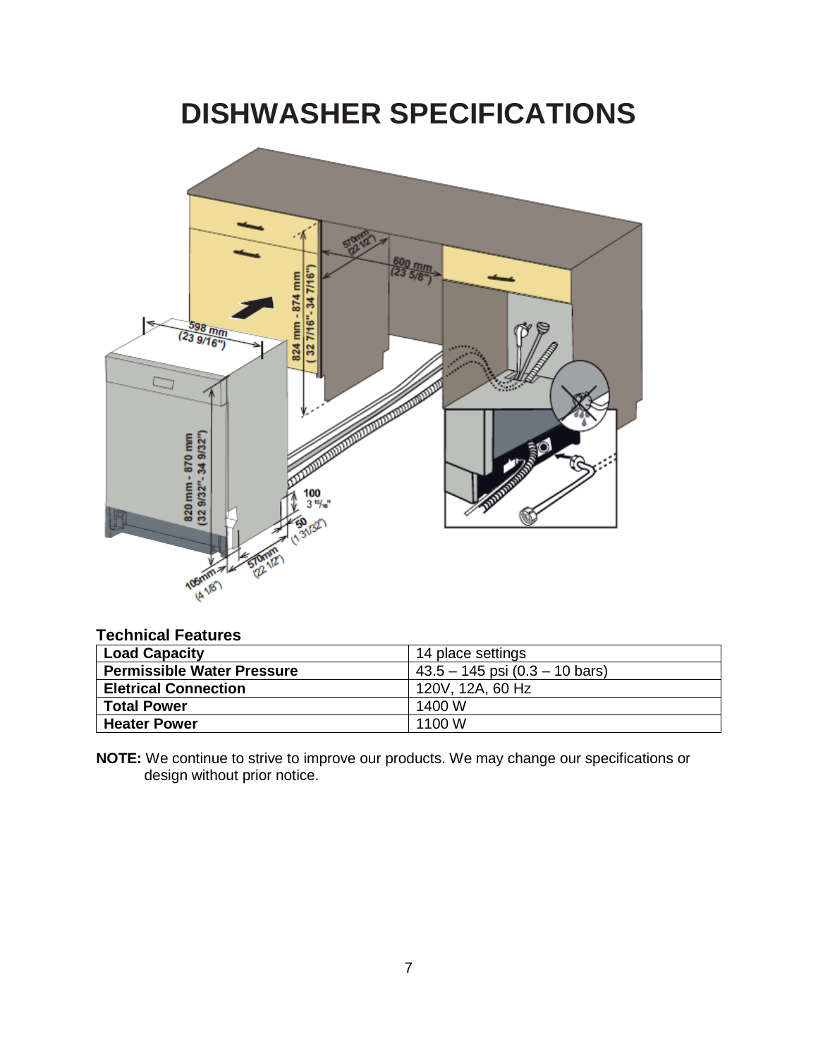# DISHWASHER SPECIFICATIONS

**Technical Features**

| **Load Capacity** | 14 place settings |
|---|---|
| **Permissible Water Pressure** | 43.5 – 145 psi (0.3 – 10 bars) |
| **Eletrical Connection** | 120V, 12A, 60 Hz |
| **Total Power** | 1400 W |
| **Heater Power** | 1100 W |

**NOTE:** We continue to strive to improve our products. We may change our specifications or design without prior notice.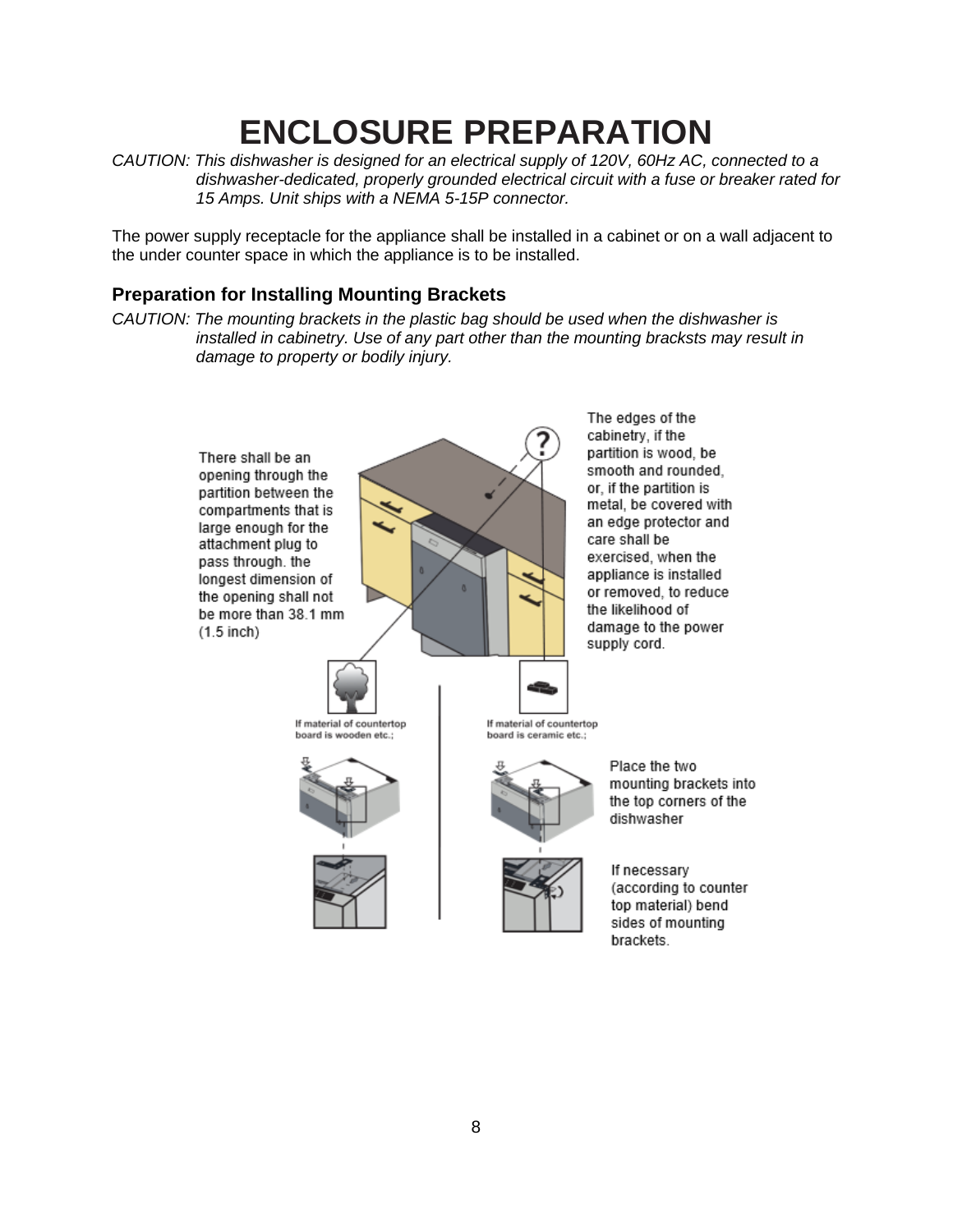# ENCLOSURE PREPARATION

*CAUTION: This dishwasher is designed for an electrical supply of 120V, 60Hz AC, connected to a dishwasher-dedicated, properly grounded electrical circuit with a fuse or breaker rated for 15 Amps. Unit ships with a NEMA 5-15P connector.*

The power supply receptacle for the appliance shall be installed in a cabinet or on a wall adjacent to the under counter space in which the appliance is to be installed.

### Preparation for Installing Mounting Brackets

*CAUTION: The mounting brackets in the plastic bag should be used when the dishwasher is installed in cabinetry. Use of any part other than the mounting bracksts may result in damage to property or bodily injury.*

There shall be an opening through the partition between the compartments that is large enough for the attachment plug to pass through. the longest dimension of the opening shall not be more than 38.1 mm (1.5 inch)

The edges of the cabinetry, if the partition is wood, be smooth and rounded, or, if the partition is metal, be covered with an edge protector and care shall be exercised, when the appliance is installed or removed, to reduce the likelihood of damage to the power supply cord.

If material of countertop board is wooden etc.;

If material of countertop board is ceramic etc.;

Place the two mounting brackets into the top corners of the dishwasher

If necessary (according to counter top material) bend sides of mounting brackets.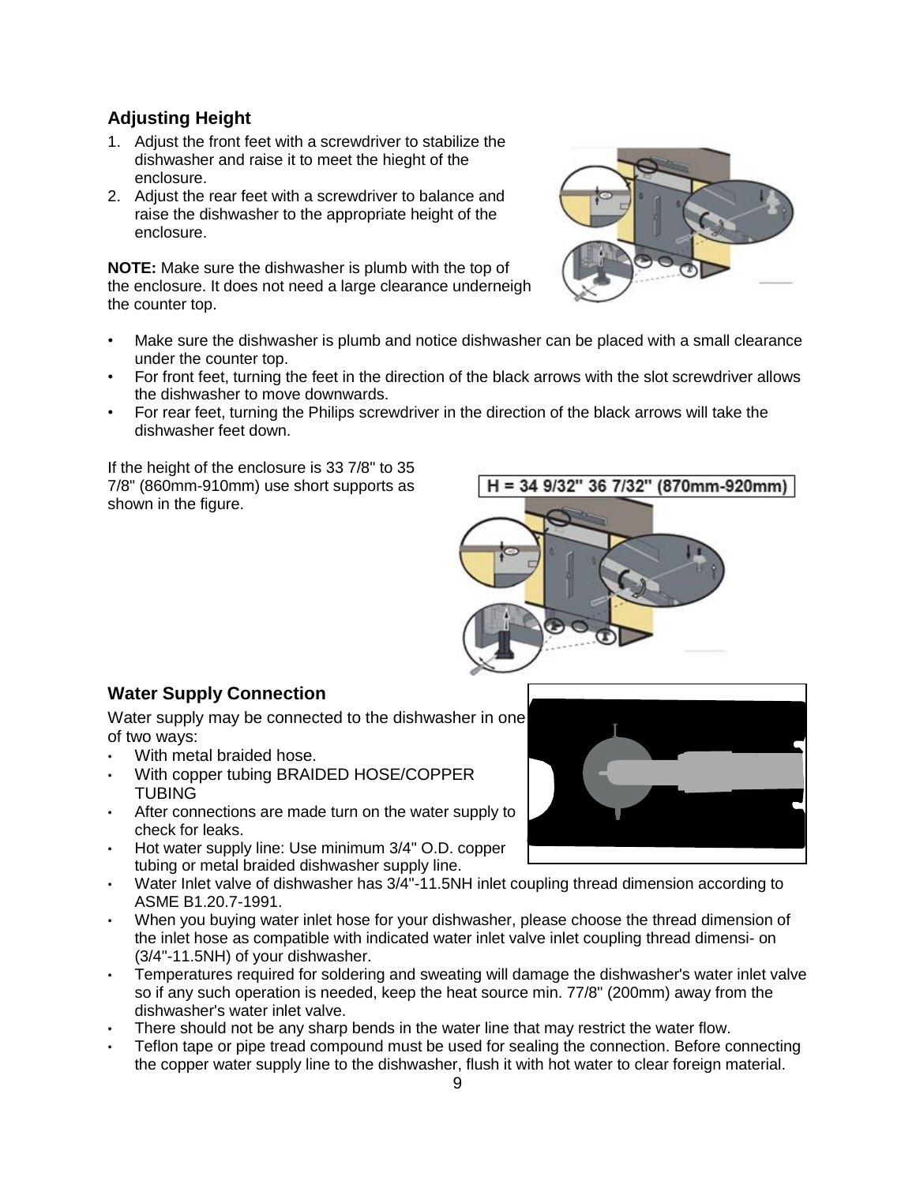## Adjusting Height

1. Adjust the front feet with a screwdriver to stabilize the dishwasher and raise it to meet the hieght of the enclosure.
2. Adjust the rear feet with a screwdriver to balance and raise the dishwasher to the appropriate height of the enclosure.

**NOTE:** Make sure the dishwasher is plumb with the top of the enclosure. It does not need a large clearance underneigh the counter top.

- Make sure the dishwasher is plumb and notice dishwasher can be placed with a small clearance under the counter top.
- For front feet, turning the feet in the direction of the black arrows with the slot screwdriver allows the dishwasher to move downwards.
- For rear feet, turning the Philips screwdriver in the direction of the black arrows will take the dishwasher feet down.

If the height of the enclosure is 33 7/8" to 35 7/8" (860mm-910mm) use short supports as shown in the figure.

H = 34 9/32" 36 7/32" (870mm-920mm)

## Water Supply Connection

Water supply may be connected to the dishwasher in one of two ways:

- With metal braided hose.
- With copper tubing BRAIDED HOSE/COPPER TUBING
- After connections are made turn on the water supply to check for leaks.
- Hot water supply line: Use minimum 3/4" O.D. copper tubing or metal braided dishwasher supply line.
- Water Inlet valve of dishwasher has 3/4"-11.5NH inlet coupling thread dimension according to ASME B1.20.7-1991.
- When you buying water inlet hose for your dishwasher, please choose the thread dimension of the inlet hose as compatible with indicated water inlet valve inlet coupling thread dimensi- on (3/4"-11.5NH) of your dishwasher.
- Temperatures required for soldering and sweating will damage the dishwasher's water inlet valve so if any such operation is needed, keep the heat source min. 77/8" (200mm) away from the dishwasher's water inlet valve.
- There should not be any sharp bends in the water line that may restrict the water flow.
- Teflon tape or pipe tread compound must be used for sealing the connection. Before connecting the copper water supply line to the dishwasher, flush it with hot water to clear foreign material.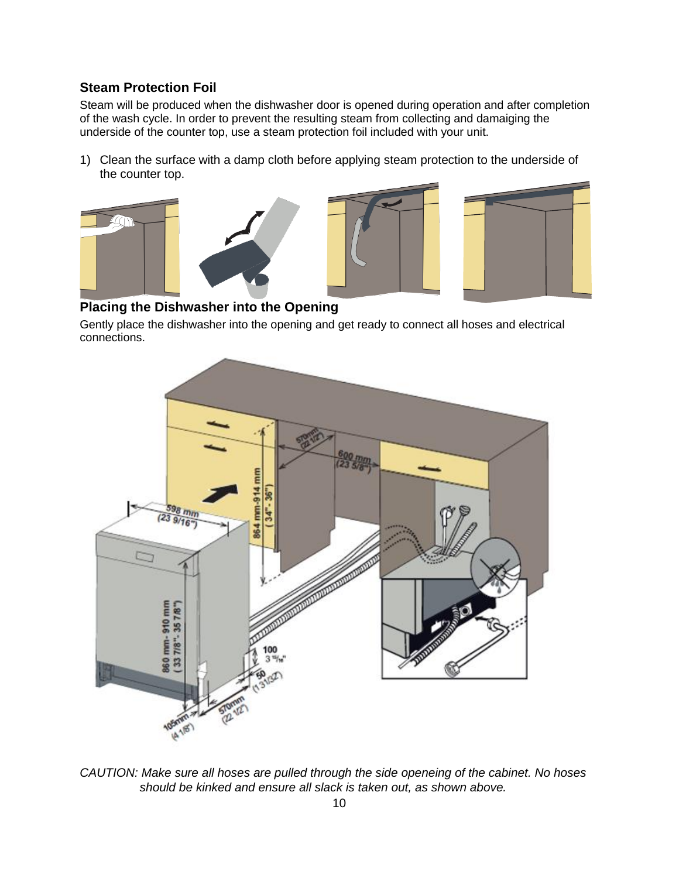## Steam Protection Foil

Steam will be produced when the dishwasher door is opened during operation and after completion of the wash cycle. In order to prevent the resulting steam from collecting and damaiging the underside of the counter top, use a steam protection foil included with your unit.

1) Clean the surface with a damp cloth before applying steam protection to the underside of the counter top.

## Placing the Dishwasher into the Opening

Gently place the dishwasher into the opening and get ready to connect all hoses and electrical connections.

*CAUTION: Make sure all hoses are pulled through the side openeing of the cabinet. No hoses should be kinked and ensure all slack is taken out, as shown above.*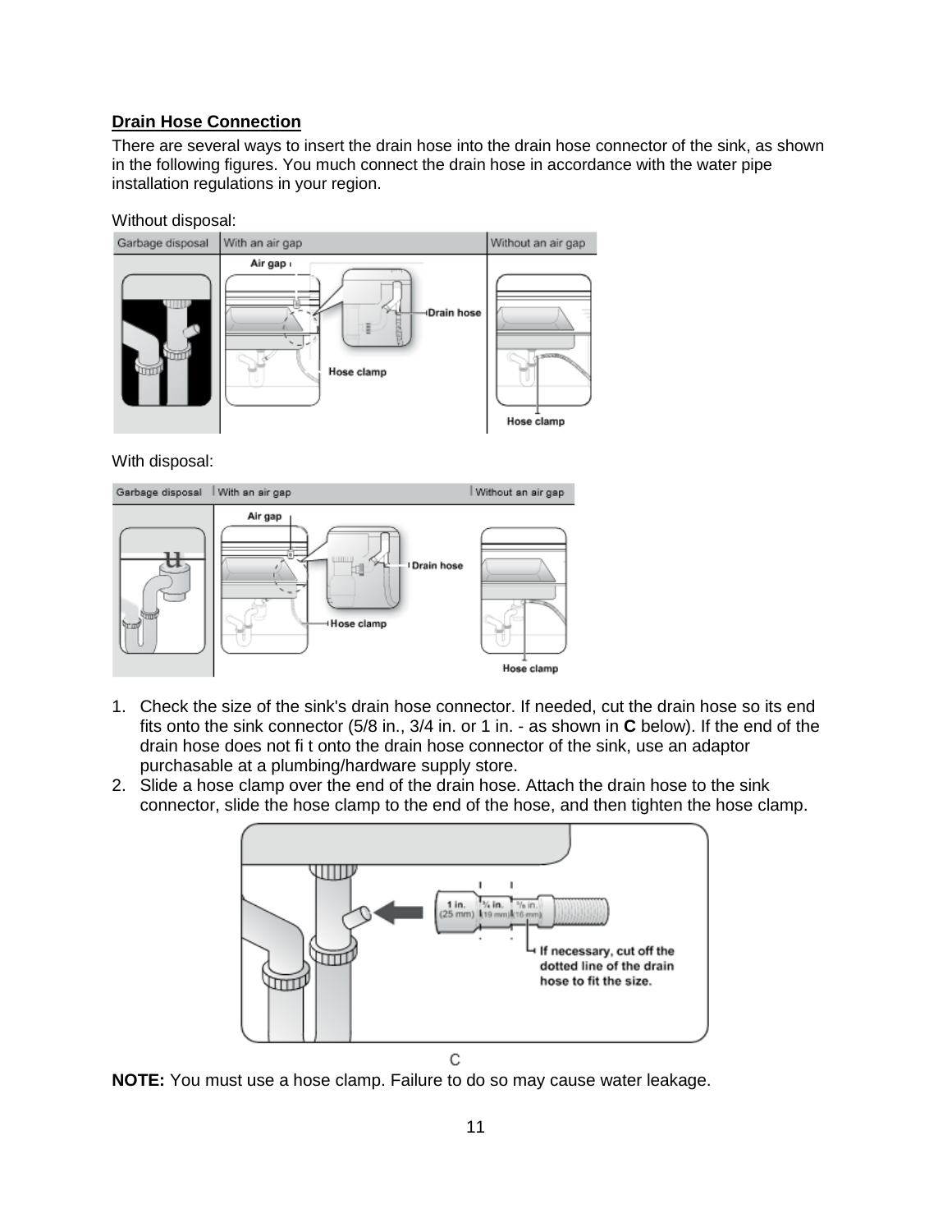## Drain Hose Connection

There are several ways to insert the drain hose into the drain hose connector of the sink, as shown in the following figures. You much connect the drain hose in accordance with the water pipe installation regulations in your region.

Without disposal:

With disposal:

1. Check the size of the sink's drain hose connector. If needed, cut the drain hose so its end fits onto the sink connector (5/8 in., 3/4 in. or 1 in. - as shown in **C** below). If the end of the drain hose does not fi t onto the drain hose connector of the sink, use an adaptor purchasable at a plumbing/hardware supply store.
2. Slide a hose clamp over the end of the drain hose. Attach the drain hose to the sink connector, slide the hose clamp to the end of the hose, and then tighten the hose clamp.

C

**NOTE:** You must use a hose clamp. Failure to do so may cause water leakage.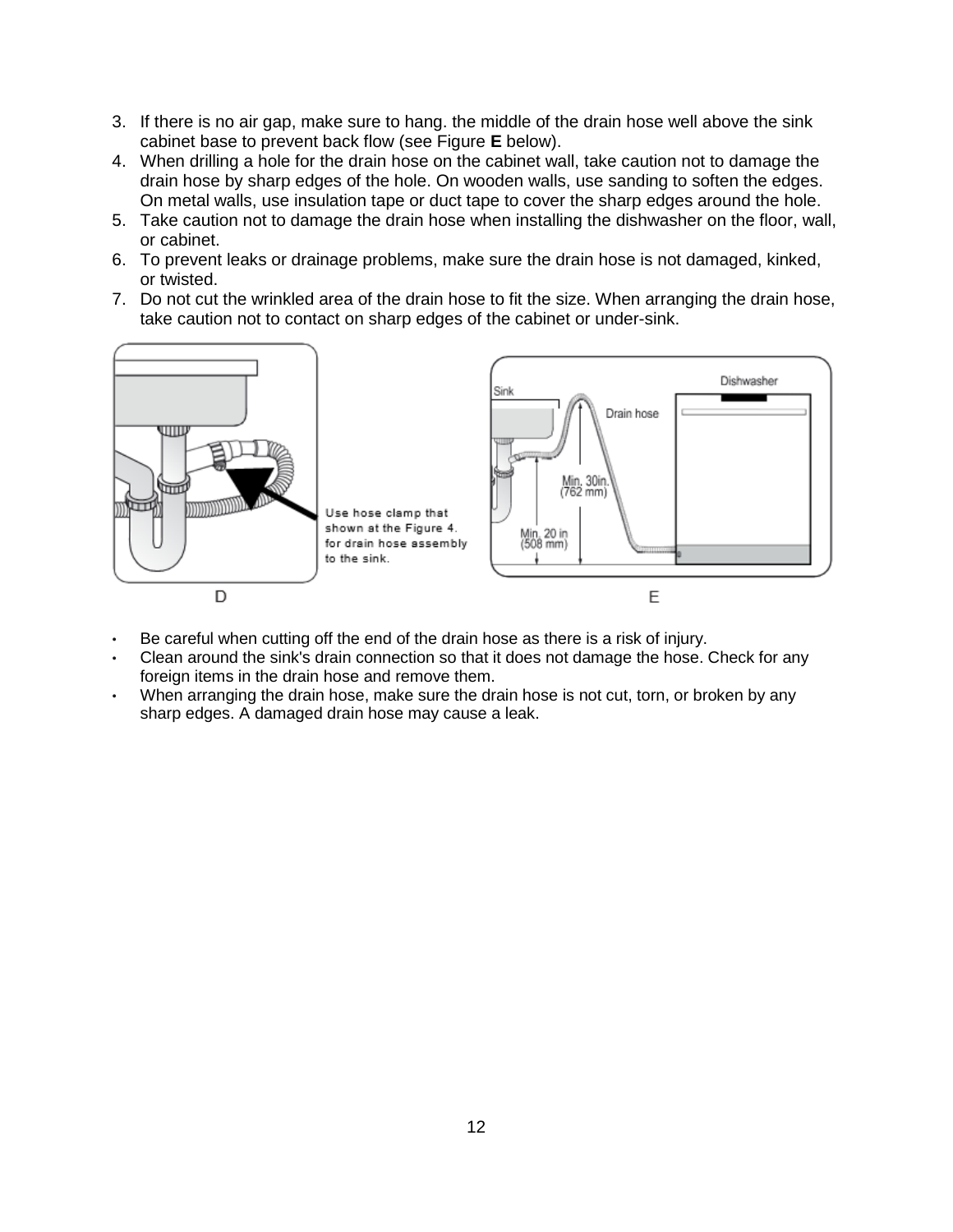3. If there is no air gap, make sure to hang. the middle of the drain hose well above the sink cabinet base to prevent back flow (see Figure **E** below).
4. When drilling a hole for the drain hose on the cabinet wall, take caution not to damage the drain hose by sharp edges of the hole. On wooden walls, use sanding to soften the edges. On metal walls, use insulation tape or duct tape to cover the sharp edges around the hole.
5. Take caution not to damage the drain hose when installing the dishwasher on the floor, wall, or cabinet.
6. To prevent leaks or drainage problems, make sure the drain hose is not damaged, kinked, or twisted.
7. Do not cut the wrinkled area of the drain hose to fit the size. When arranging the drain hose, take caution not to contact on sharp edges of the cabinet or under-sink.

Use hose clamp that shown at the Figure 4. for drain hose assembly to the sink.

D

Sink

Drain hose

Dishwasher

Min. 30in. (762 mm)

Min. 20 in (508 mm)

E

- Be careful when cutting off the end of the drain hose as there is a risk of injury.
- Clean around the sink's drain connection so that it does not damage the hose. Check for any foreign items in the drain hose and remove them.
- When arranging the drain hose, make sure the drain hose is not cut, torn, or broken by any sharp edges. A damaged drain hose may cause a leak.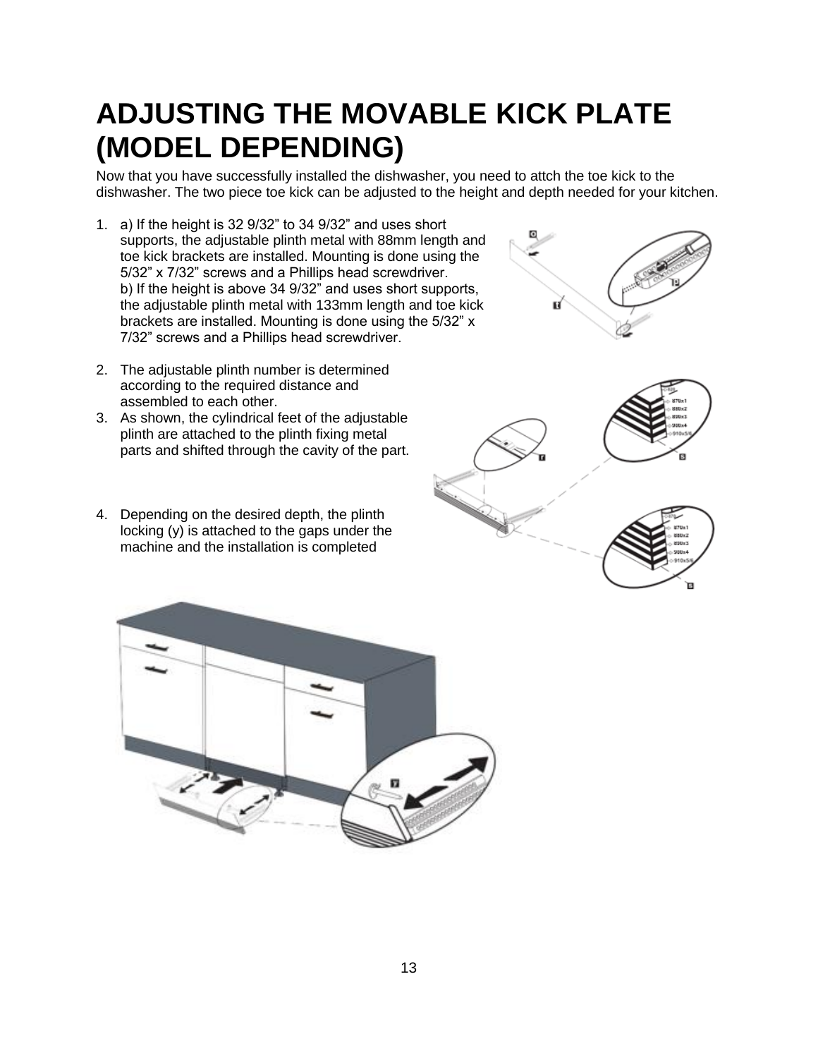# ADJUSTING THE MOVABLE KICK PLATE (MODEL DEPENDING)

Now that you have successfully installed the dishwasher, you need to attch the toe kick to the dishwasher. The two piece toe kick can be adjusted to the height and depth needed for your kitchen.

1. a) If the height is 32 9/32” to 34 9/32” and uses short supports, the adjustable plinth metal with 88mm length and toe kick brackets are installed. Mounting is done using the 5/32” x 7/32” screws and a Phillips head screwdriver.
   b) If the height is above 34 9/32” and uses short supports, the adjustable plinth metal with 133mm length and toe kick brackets are installed. Mounting is done using the 5/32” x 7/32” screws and a Phillips head screwdriver.
2. The adjustable plinth number is determined according to the required distance and assembled to each other.
3. As shown, the cylindrical feet of the adjustable plinth are attached to the plinth fixing metal parts and shifted through the cavity of the part.
4. Depending on the desired depth, the plinth locking (y) is attached to the gaps under the machine and the installation is completed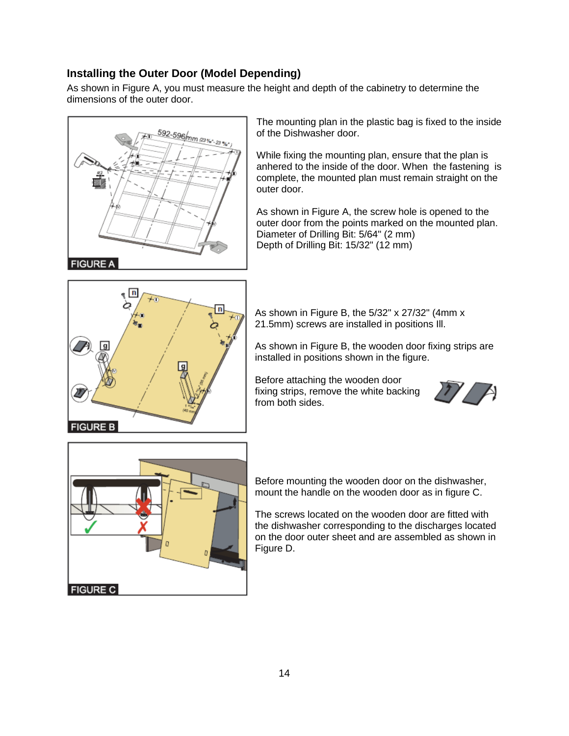## Installing the Outer Door (Model Depending)

As shown in Figure A, you must measure the height and depth of the cabinetry to determine the dimensions of the outer door.

FIGURE A

The mounting plan in the plastic bag is fixed to the inside of the Dishwasher door.

While fixing the mounting plan, ensure that the plan is anhered to the inside of the door. When the fastening is complete, the mounted plan must remain straight on the outer door.

As shown in Figure A, the screw hole is opened to the outer door from the points marked on the mounted plan.
Diameter of Drilling Bit: 5/64" (2 mm)
Depth of Drilling Bit: 15/32" (12 mm)

FIGURE B

As shown in Figure B, the 5/32" x 27/32" (4mm x 21.5mm) screws are installed in positions III.

As shown in Figure B, the wooden door fixing strips are installed in positions shown in the figure.

Before attaching the wooden door fixing strips, remove the white backing from both sides.

FIGURE C

Before mounting the wooden door on the dishwasher, mount the handle on the wooden door as in figure C.

The screws located on the wooden door are fitted with the dishwasher corresponding to the discharges located on the door outer sheet and are assembled as shown in Figure D.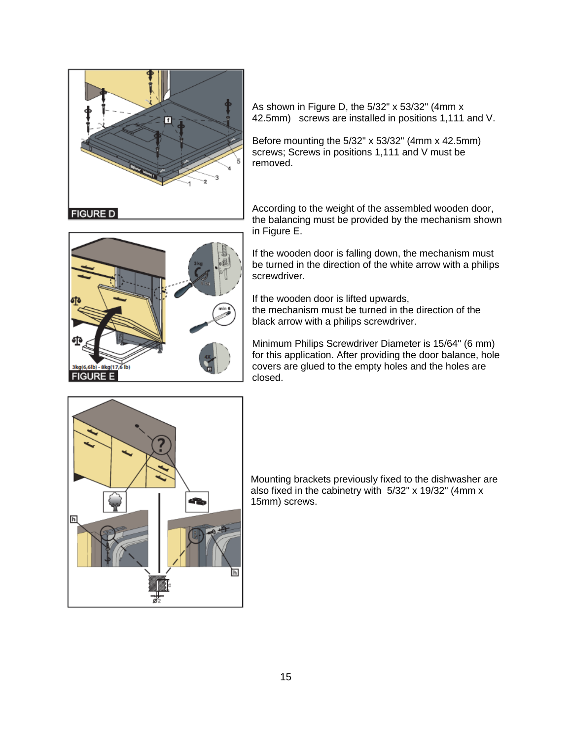FIGURE D

As shown in Figure D, the 5/32" x 53/32" (4mm x 42.5mm) screws are installed in positions 1,111 and V.

Before mounting the 5/32" x 53/32" (4mm x 42.5mm) screws; Screws in positions 1,111 and V must be removed.

FIGURE E

According to the weight of the assembled wooden door, the balancing must be provided by the mechanism shown in Figure E.

If the wooden door is falling down, the mechanism must be turned in the direction of the white arrow with a philips screwdriver.

If the wooden door is lifted upwards, the mechanism must be turned in the direction of the black arrow with a philips screwdriver.

Minimum Philips Screwdriver Diameter is 15/64" (6 mm) for this application. After providing the door balance, hole covers are glued to the empty holes and the holes are closed.

Mounting brackets previously fixed to the dishwasher are also fixed in the cabinetry with 5/32" x 19/32" (4mm x 15mm) screws.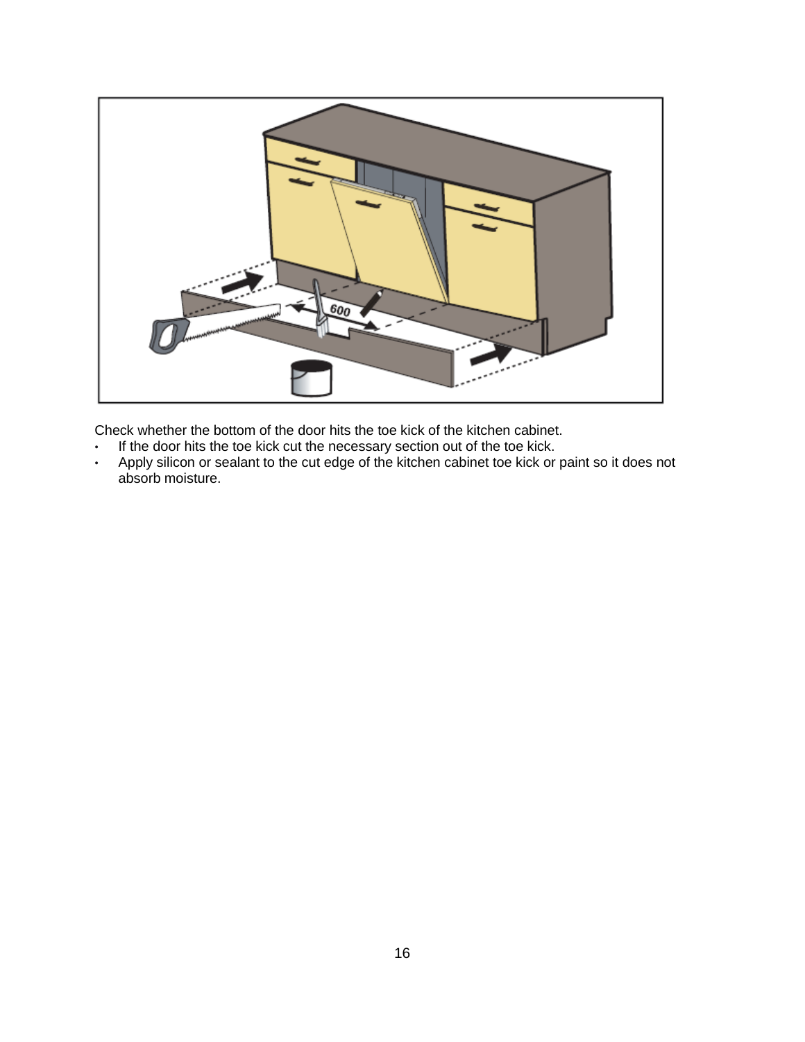Check whether the bottom of the door hits the toe kick of the kitchen cabinet.

- If the door hits the toe kick cut the necessary section out of the toe kick.
- Apply silicon or sealant to the cut edge of the kitchen cabinet toe kick or paint so it does not absorb moisture.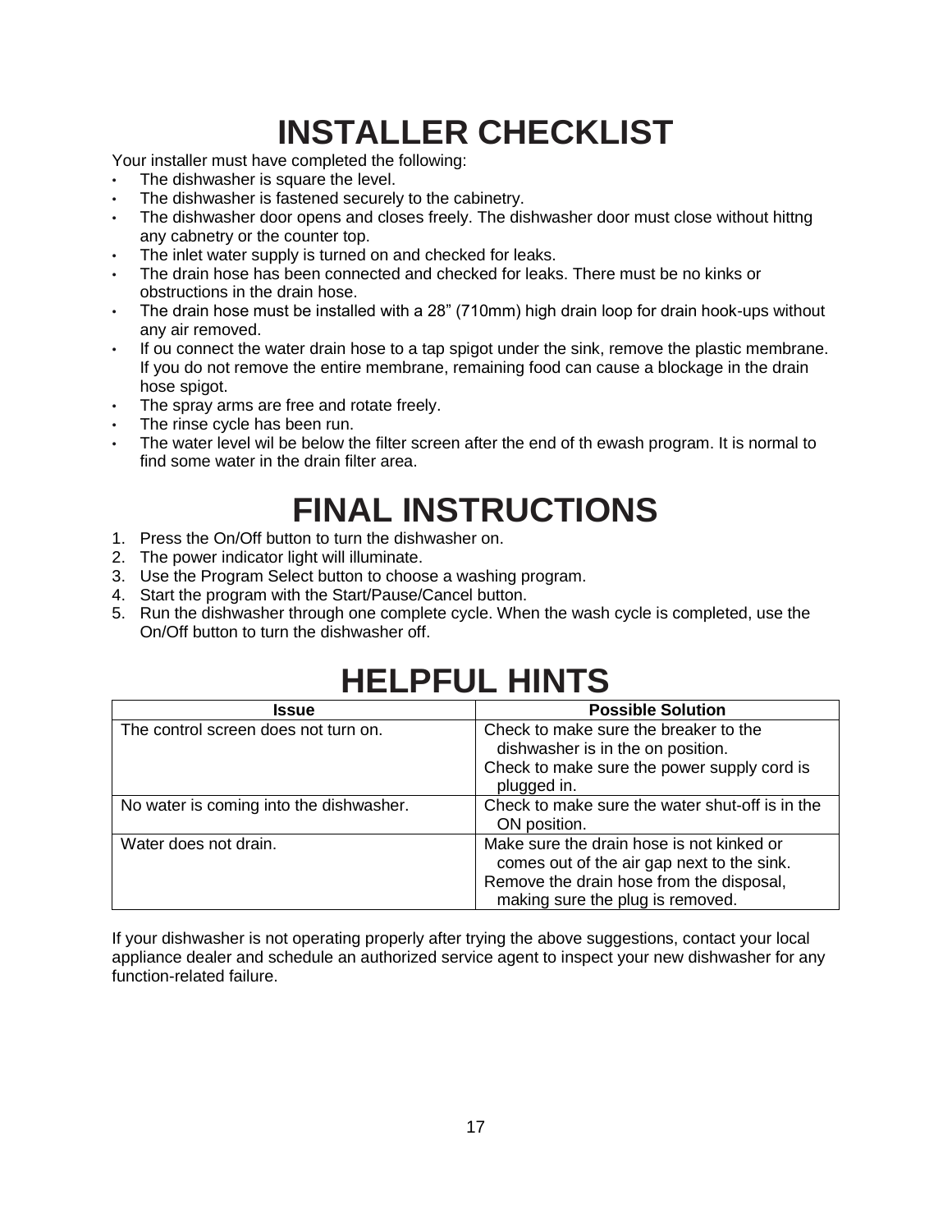# INSTALLER CHECKLIST

Your installer must have completed the following:

- The dishwasher is square the level.
- The dishwasher is fastened securely to the cabinetry.
- The dishwasher door opens and closes freely. The dishwasher door must close without hittng any cabnetry or the counter top.
- The inlet water supply is turned on and checked for leaks.
- The drain hose has been connected and checked for leaks. There must be no kinks or obstructions in the drain hose.
- The drain hose must be installed with a 28” (710mm) high drain loop for drain hook-ups without any air removed.
- If ou connect the water drain hose to a tap spigot under the sink, remove the plastic membrane. If you do not remove the entire membrane, remaining food can cause a blockage in the drain hose spigot.
- The spray arms are free and rotate freely.
- The rinse cycle has been run.
- The water level wil be below the filter screen after the end of th ewash program. It is normal to find some water in the drain filter area.

# FINAL INSTRUCTIONS

1. Press the On/Off button to turn the dishwasher on.
2. The power indicator light will illuminate.
3. Use the Program Select button to choose a washing program.
4. Start the program with the Start/Pause/Cancel button.
5. Run the dishwasher through one complete cycle. When the wash cycle is completed, use the On/Off button to turn the dishwasher off.

# HELPFUL HINTS

| Issue | Possible Solution |
|---|---|
| The control screen does not turn on. | Check to make sure the breaker to the dishwasher is in the on position.<br>Check to make sure the power supply cord is plugged in. |
| No water is coming into the dishwasher. | Check to make sure the water shut-off is in the ON position. |
| Water does not drain. | Make sure the drain hose is not kinked or comes out of the air gap next to the sink.<br>Remove the drain hose from the disposal, making sure the plug is removed. |

If your dishwasher is not operating properly after trying the above suggestions, contact your local appliance dealer and schedule an authorized service agent to inspect your new dishwasher for any function-related failure.